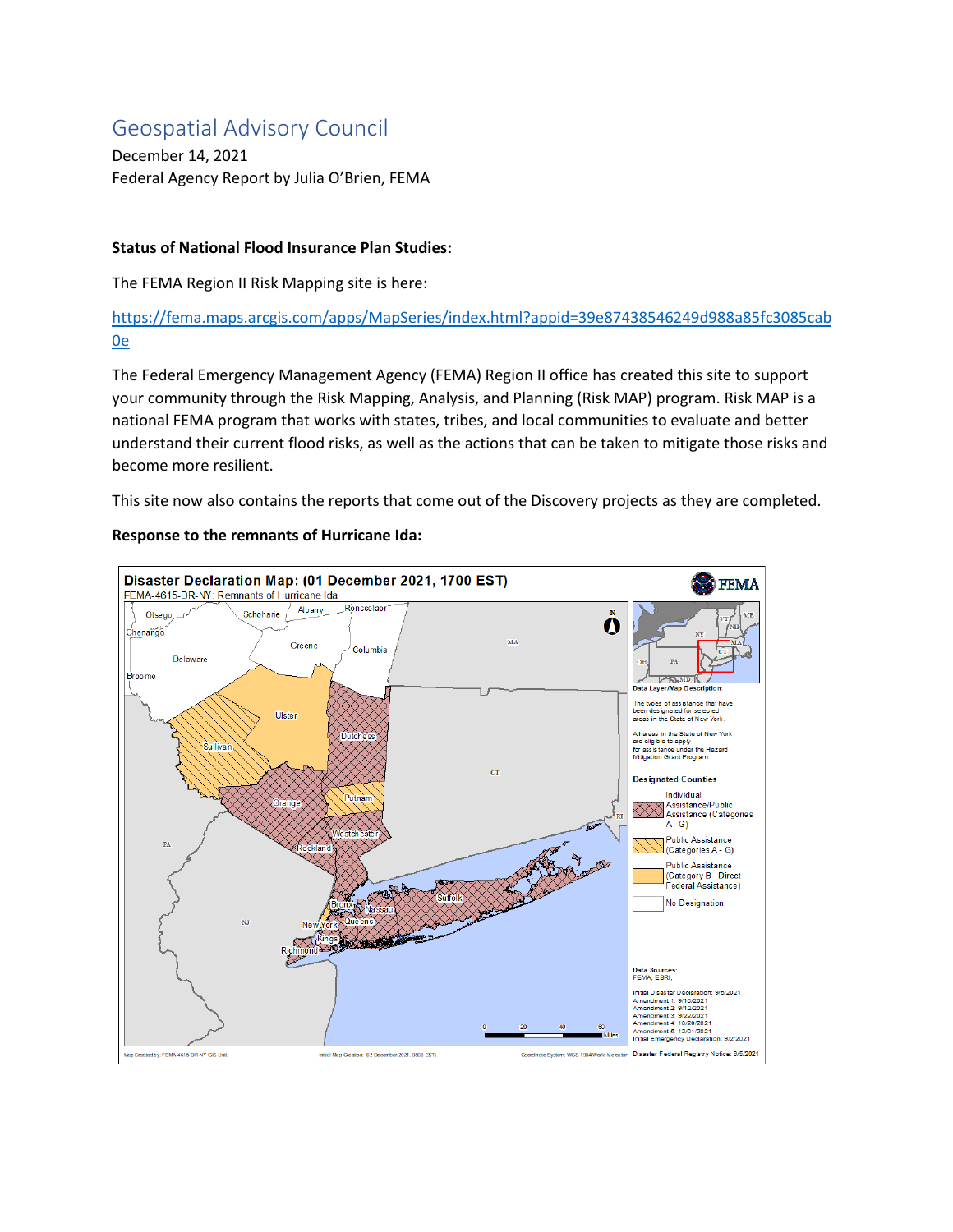# Geospatial Advisory Council

December 14, 2021

Federal Agency Report by Julia O'Brien, FEMA

**Status of National Flood Insurance Plan Studies:**

The FEMA Region II Risk Mapping site is here:

https://fema.maps.arcgis.com/apps/MapSeries/index.html?appid=39e87438546249d988a85fc3085cab0e

The Federal Emergency Management Agency (FEMA) Region II office has created this site to support your community through the Risk Mapping, Analysis, and Planning (Risk MAP) program. Risk MAP is a national FEMA program that works with states, tribes, and local communities to evaluate and better understand their current flood risks, as well as the actions that can be taken to mitigate those risks and become more resilient.

This site now also contains the reports that come out of the Discovery projects as they are completed.

**Response to the remnants of Hurricane Ida:**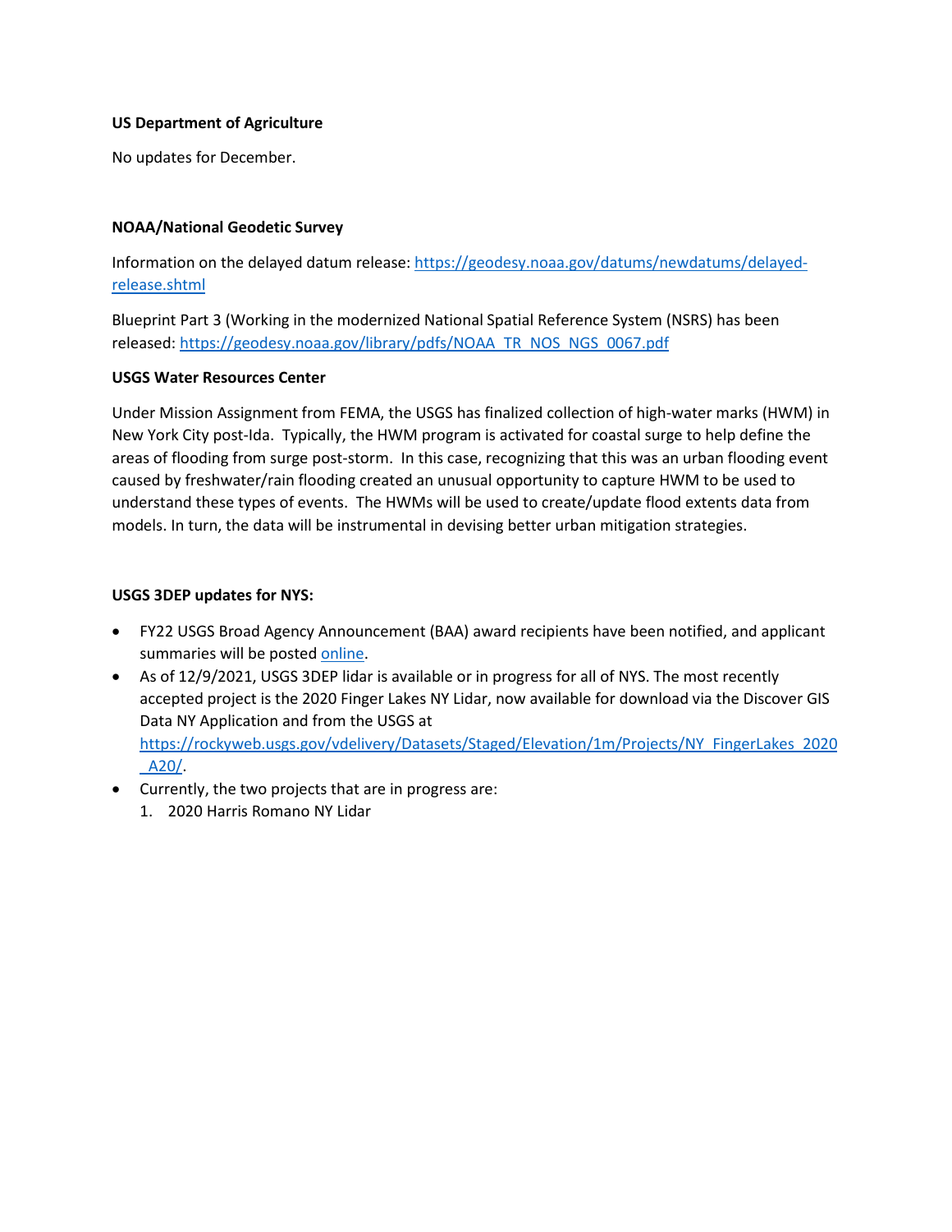**US Department of Agriculture**

No updates for December.

**NOAA/National Geodetic Survey**

Information on the delayed datum release: [https://geodesy.noaa.gov/datums/newdatums/delayed-release.shtml](https://geodesy.noaa.gov/datums/newdatums/delayed-release.shtml)

Blueprint Part 3 (Working in the modernized National Spatial Reference System (NSRS) has been released: [https://geodesy.noaa.gov/library/pdfs/NOAA_TR_NOS_NGS_0067.pdf](https://geodesy.noaa.gov/library/pdfs/NOAA_TR_NOS_NGS_0067.pdf)

**USGS Water Resources Center**

Under Mission Assignment from FEMA, the USGS has finalized collection of high-water marks (HWM) in New York City post-Ida. Typically, the HWM program is activated for coastal surge to help define the areas of flooding from surge post-storm. In this case, recognizing that this was an urban flooding event caused by freshwater/rain flooding created an unusual opportunity to capture HWM to be used to understand these types of events. The HWMs will be used to create/update flood extents data from models. In turn, the data will be instrumental in devising better urban mitigation strategies.

**USGS 3DEP updates for NYS:**

- FY22 USGS Broad Agency Announcement (BAA) award recipients have been notified, and applicant summaries will be posted online.
- As of 12/9/2021, USGS 3DEP lidar is available or in progress for all of NYS. The most recently accepted project is the 2020 Finger Lakes NY Lidar, now available for download via the Discover GIS Data NY Application and from the USGS at [https://rockyweb.usgs.gov/vdelivery/Datasets/Staged/Elevation/1m/Projects/NY_FingerLakes_2020_A20/](https://rockyweb.usgs.gov/vdelivery/Datasets/Staged/Elevation/1m/Projects/NY_FingerLakes_2020_A20/).
- Currently, the two projects that are in progress are:
  1. 2020 Harris Romano NY Lidar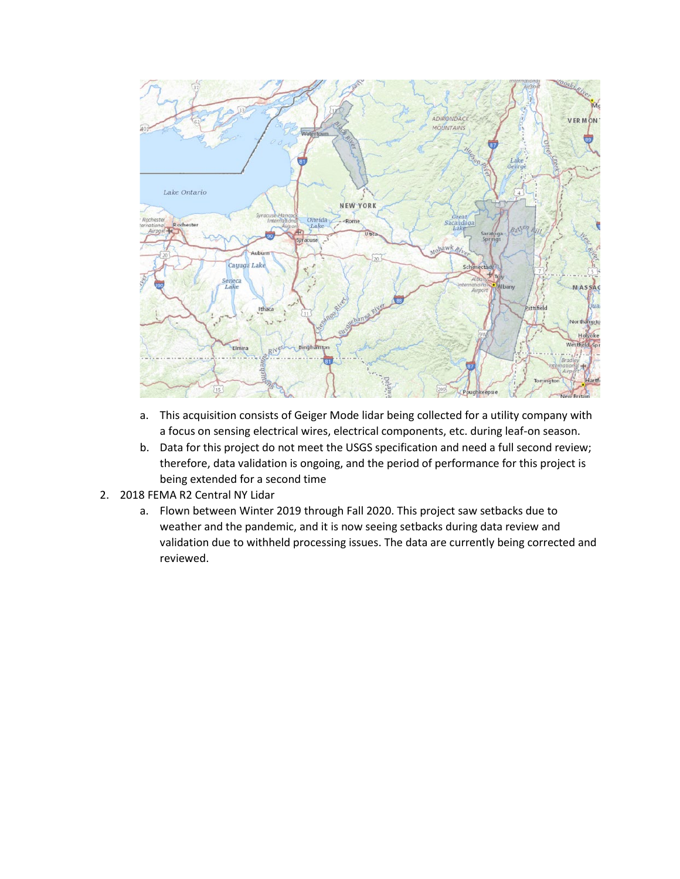a. This acquisition consists of Geiger Mode lidar being collected for a utility company with a focus on sensing electrical wires, electrical components, etc. during leaf-on season.
b. Data for this project do not meet the USGS specification and need a full second review; therefore, data validation is ongoing, and the period of performance for this project is being extended for a second time

2. 2018 FEMA R2 Central NY Lidar
   a. Flown between Winter 2019 through Fall 2020. This project saw setbacks due to weather and the pandemic, and it is now seeing setbacks during data review and validation due to withheld processing issues. The data are currently being corrected and reviewed.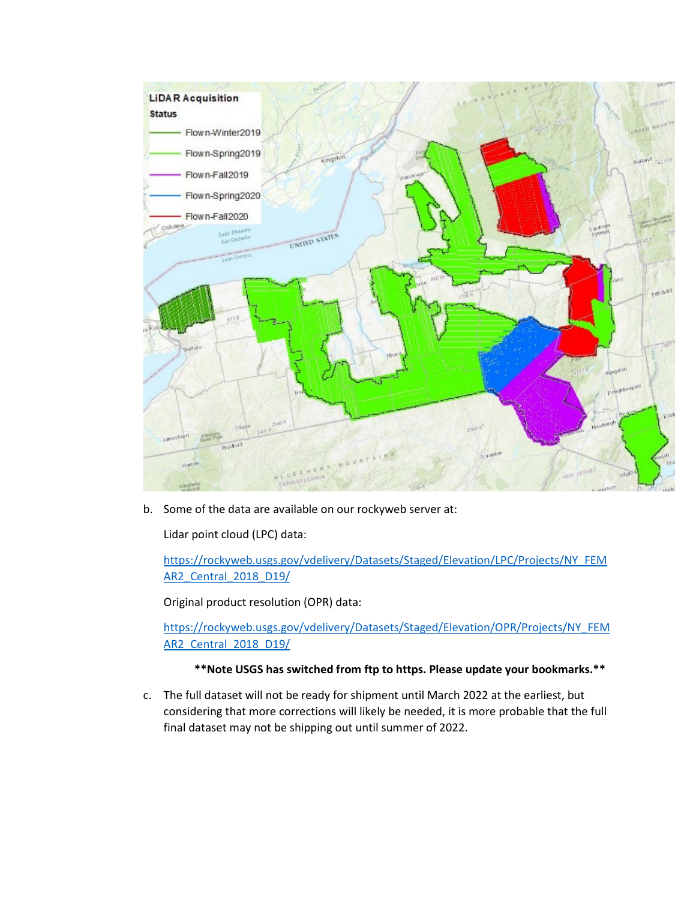LiDAR Acquisition Status

Flown-Winter2019

Flown-Spring2019

Flown-Fall2019

Flown-Spring2020

Flown-Fall2020

b. Some of the data are available on our rockyweb server at:

   Lidar point cloud (LPC) data:

   https://rockyweb.usgs.gov/vdelivery/Datasets/Staged/Elevation/LPC/Projects/NY_FEMAR2_Central_2018_D19/

   Original product resolution (OPR) data:

   https://rockyweb.usgs.gov/vdelivery/Datasets/Staged/Elevation/OPR/Projects/NY_FEMAR2_Central_2018_D19/

   **\*\*Note USGS has switched from ftp to https. Please update your bookmarks.\*\***

c. The full dataset will not be ready for shipment until March 2022 at the earliest, but considering that more corrections will likely be needed, it is more probable that the full final dataset may not be shipping out until summer of 2022.